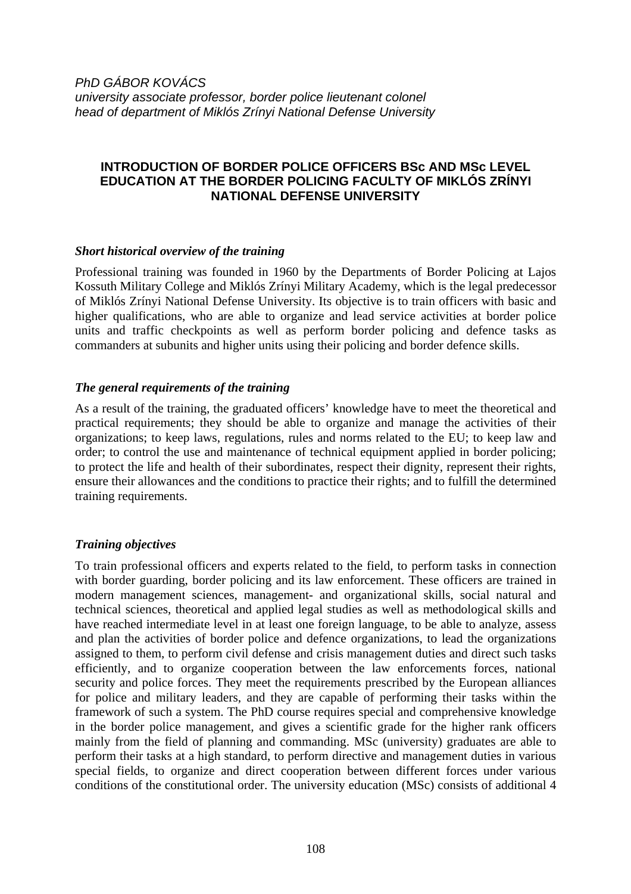*PhD GÁBOR KOVÁCS*
*university associate professor, border police lieutenant colonel*
*head of department of Miklós Zrínyi National Defense University*

# INTRODUCTION OF BORDER POLICE OFFICERS BSc AND MSc LEVEL EDUCATION AT THE BORDER POLICING FACULTY OF MIKLÓS ZRÍNYI NATIONAL DEFENSE UNIVERSITY

### *Short historical overview of the training*

Professional training was founded in 1960 by the Departments of Border Policing at Lajos Kossuth Military College and Miklós Zrínyi Military Academy, which is the legal predecessor of Miklós Zrínyi National Defense University. Its objective is to train officers with basic and higher qualifications, who are able to organize and lead service activities at border police units and traffic checkpoints as well as perform border policing and defence tasks as commanders at subunits and higher units using their policing and border defence skills.

### *The general requirements of the training*

As a result of the training, the graduated officers' knowledge have to meet the theoretical and practical requirements; they should be able to organize and manage the activities of their organizations; to keep laws, regulations, rules and norms related to the EU; to keep law and order; to control the use and maintenance of technical equipment applied in border policing; to protect the life and health of their subordinates, respect their dignity, represent their rights, ensure their allowances and the conditions to practice their rights; and to fulfill the determined training requirements.

### *Training objectives*

To train professional officers and experts related to the field, to perform tasks in connection with border guarding, border policing and its law enforcement. These officers are trained in modern management sciences, management- and organizational skills, social natural and technical sciences, theoretical and applied legal studies as well as methodological skills and have reached intermediate level in at least one foreign language, to be able to analyze, assess and plan the activities of border police and defence organizations, to lead the organizations assigned to them, to perform civil defense and crisis management duties and direct such tasks efficiently, and to organize cooperation between the law enforcements forces, national security and police forces. They meet the requirements prescribed by the European alliances for police and military leaders, and they are capable of performing their tasks within the framework of such a system. The PhD course requires special and comprehensive knowledge in the border police management, and gives a scientific grade for the higher rank officers mainly from the field of planning and commanding. MSc (university) graduates are able to perform their tasks at a high standard, to perform directive and management duties in various special fields, to organize and direct cooperation between different forces under various conditions of the constitutional order. The university education (MSc) consists of additional 4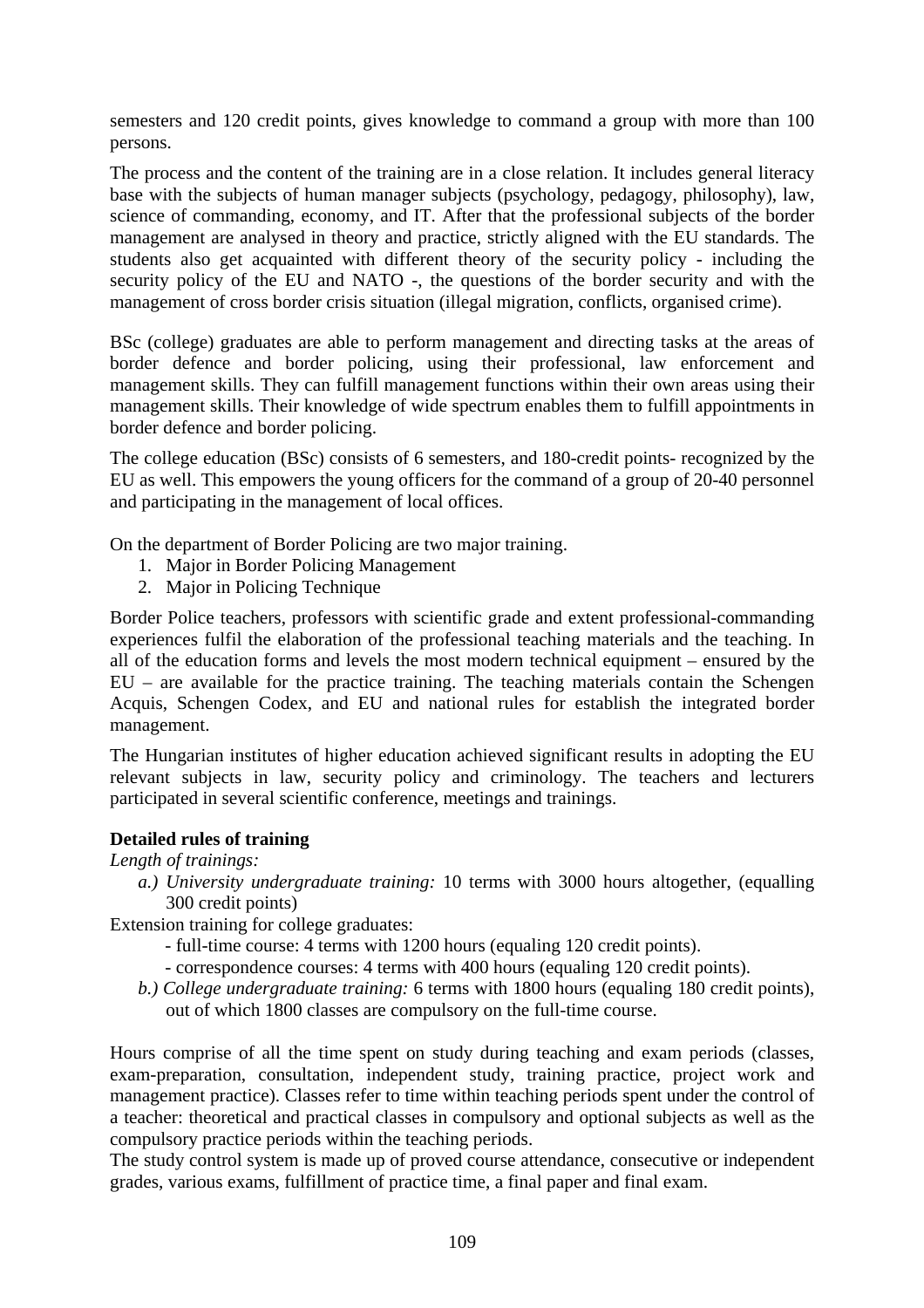semesters and 120 credit points, gives knowledge to command a group with more than 100 persons.

The process and the content of the training are in a close relation. It includes general literacy base with the subjects of human manager subjects (psychology, pedagogy, philosophy), law, science of commanding, economy, and IT. After that the professional subjects of the border management are analysed in theory and practice, strictly aligned with the EU standards. The students also get acquainted with different theory of the security policy - including the security policy of the EU and NATO -, the questions of the border security and with the management of cross border crisis situation (illegal migration, conflicts, organised crime).

BSc (college) graduates are able to perform management and directing tasks at the areas of border defence and border policing, using their professional, law enforcement and management skills. They can fulfill management functions within their own areas using their management skills. Their knowledge of wide spectrum enables them to fulfill appointments in border defence and border policing.

The college education (BSc) consists of 6 semesters, and 180-credit points- recognized by the EU as well. This empowers the young officers for the command of a group of 20-40 personnel and participating in the management of local offices.

On the department of Border Policing are two major training.

1. Major in Border Policing Management
2. Major in Policing Technique

Border Police teachers, professors with scientific grade and extent professional-commanding experiences fulfil the elaboration of the professional teaching materials and the teaching. In all of the education forms and levels the most modern technical equipment – ensured by the EU – are available for the practice training. The teaching materials contain the Schengen Acquis, Schengen Codex, and EU and national rules for establish the integrated border management.

The Hungarian institutes of higher education achieved significant results in adopting the EU relevant subjects in law, security policy and criminology. The teachers and lecturers participated in several scientific conference, meetings and trainings.

**Detailed rules of training**

*Length of trainings:*

*a.) University undergraduate training:* 10 terms with 3000 hours altogether, (equalling 300 credit points)

Extension training for college graduates:

- full-time course: 4 terms with 1200 hours (equaling 120 credit points).
- correspondence courses: 4 terms with 400 hours (equaling 120 credit points).

*b.) College undergraduate training:* 6 terms with 1800 hours (equaling 180 credit points), out of which 1800 classes are compulsory on the full-time course.

Hours comprise of all the time spent on study during teaching and exam periods (classes, exam-preparation, consultation, independent study, training practice, project work and management practice). Classes refer to time within teaching periods spent under the control of a teacher: theoretical and practical classes in compulsory and optional subjects as well as the compulsory practice periods within the teaching periods.

The study control system is made up of proved course attendance, consecutive or independent grades, various exams, fulfillment of practice time, a final paper and final exam.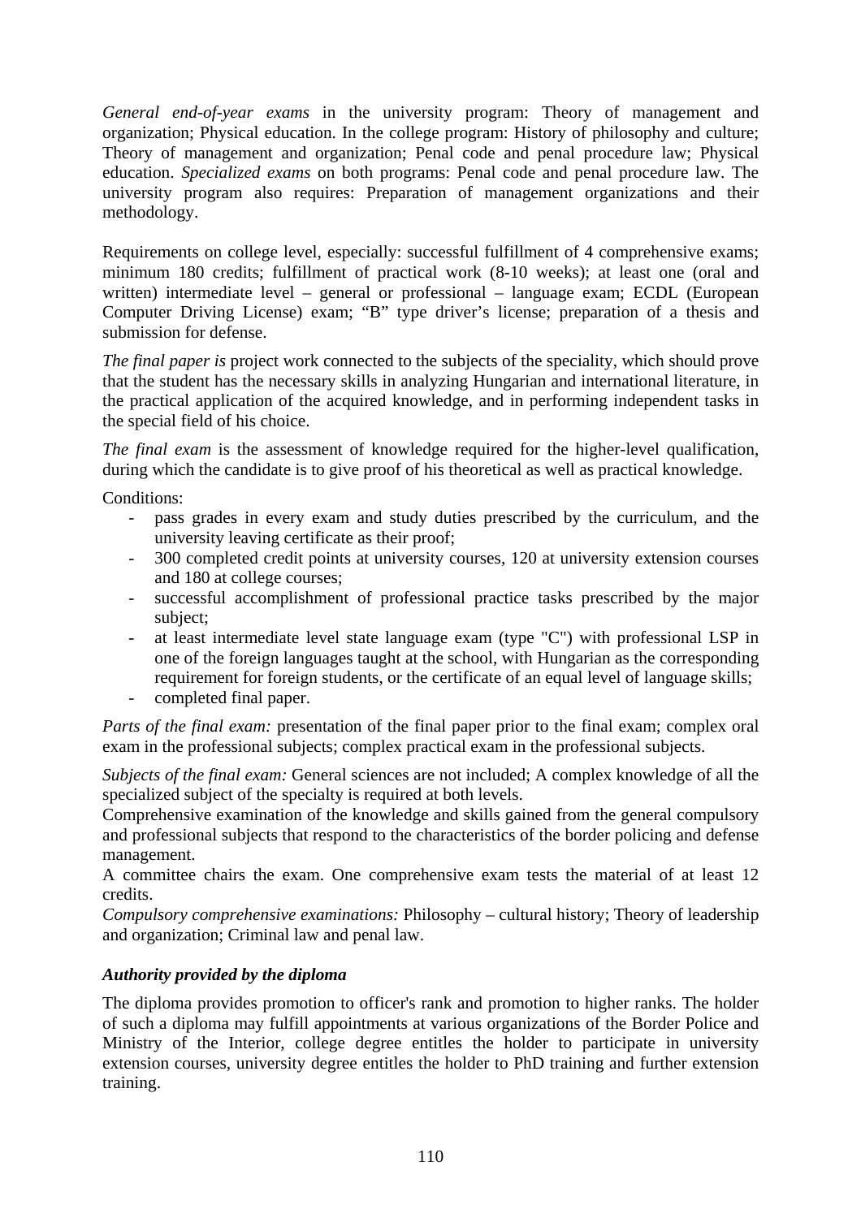*General end-of-year exams* in the university program: Theory of management and organization; Physical education. In the college program: History of philosophy and culture; Theory of management and organization; Penal code and penal procedure law; Physical education. *Specialized exams* on both programs: Penal code and penal procedure law. The university program also requires: Preparation of management organizations and their methodology.

Requirements on college level, especially: successful fulfillment of 4 comprehensive exams; minimum 180 credits; fulfillment of practical work (8-10 weeks); at least one (oral and written) intermediate level – general or professional – language exam; ECDL (European Computer Driving License) exam; "B" type driver's license; preparation of a thesis and submission for defense.

*The final paper is* project work connected to the subjects of the speciality, which should prove that the student has the necessary skills in analyzing Hungarian and international literature, in the practical application of the acquired knowledge, and in performing independent tasks in the special field of his choice.

*The final exam* is the assessment of knowledge required for the higher-level qualification, during which the candidate is to give proof of his theoretical as well as practical knowledge.

Conditions:

- pass grades in every exam and study duties prescribed by the curriculum, and the university leaving certificate as their proof;
- 300 completed credit points at university courses, 120 at university extension courses and 180 at college courses;
- successful accomplishment of professional practice tasks prescribed by the major subject;
- at least intermediate level state language exam (type "C") with professional LSP in one of the foreign languages taught at the school, with Hungarian as the corresponding requirement for foreign students, or the certificate of an equal level of language skills;
- completed final paper.

*Parts of the final exam:* presentation of the final paper prior to the final exam; complex oral exam in the professional subjects; complex practical exam in the professional subjects.

*Subjects of the final exam:* General sciences are not included; A complex knowledge of all the specialized subject of the specialty is required at both levels.
Comprehensive examination of the knowledge and skills gained from the general compulsory and professional subjects that respond to the characteristics of the border policing and defense management.
A committee chairs the exam. One comprehensive exam tests the material of at least 12 credits.
*Compulsory comprehensive examinations:* Philosophy – cultural history; Theory of leadership and organization; Criminal law and penal law.

### *Authority provided by the diploma*

The diploma provides promotion to officer's rank and promotion to higher ranks. The holder of such a diploma may fulfill appointments at various organizations of the Border Police and Ministry of the Interior, college degree entitles the holder to participate in university extension courses, university degree entitles the holder to PhD training and further extension training.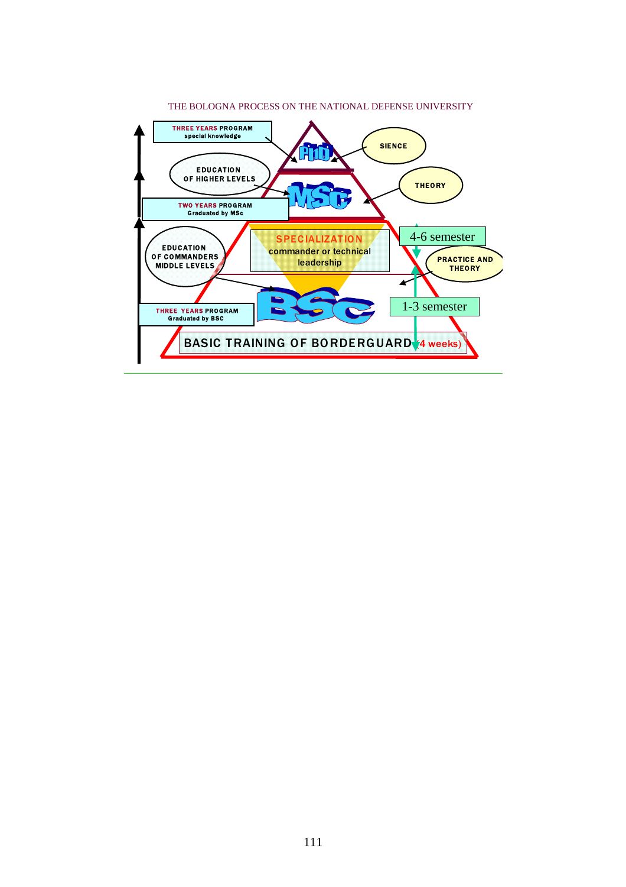THE BOLOGNA PROCESS ON THE NATIONAL DEFENSE UNIVERSITY

THREE YEARS PROGRAM
special knowledge

PhD

SIENCE

EDUCATION
OF HIGHER LEVELS

MSc

THEORY

TWO YEARS PROGRAM
Graduated by MSc

EDUCATION
OF COMMANDERS
MIDDLE LEVELS

SPECIALIZATION
commander or technical
leadership

4-6 semester

PRACTICE AND
THEORY

BSc

1-3 semester

THREE YEARS PROGRAM
Graduated by BSC

BASIC TRAINING OF BORDERGUARD (4 weeks)